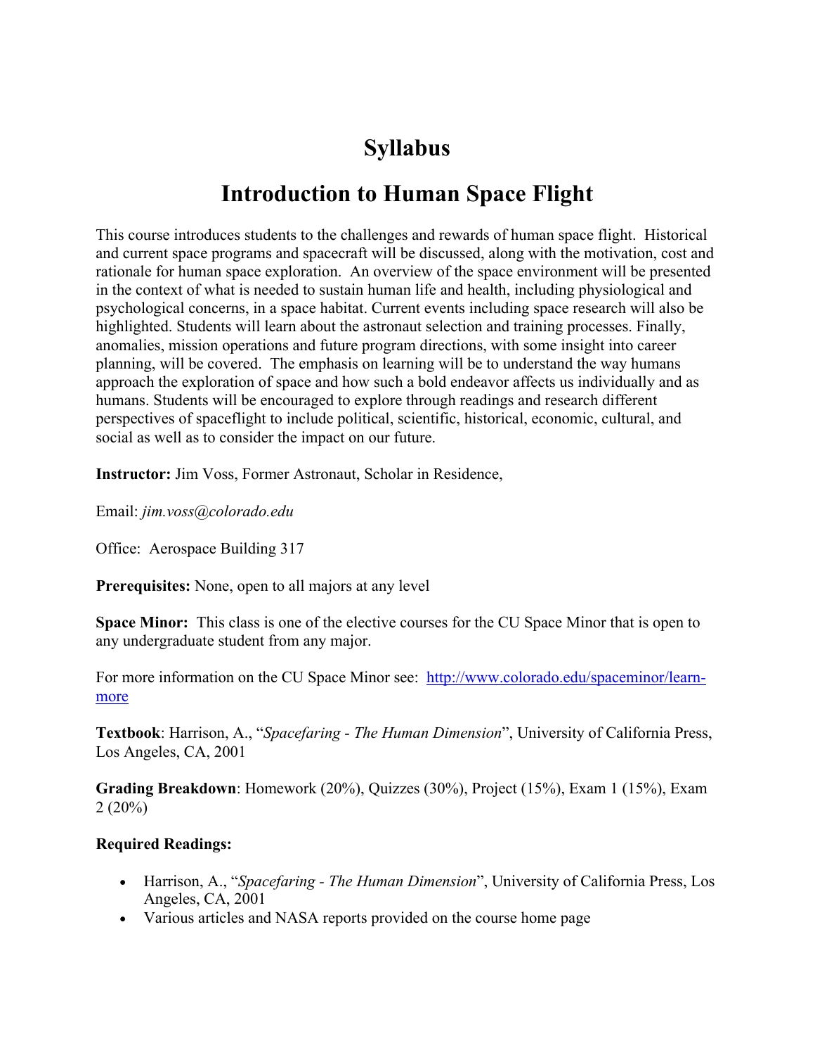# Syllabus

# Introduction to Human Space Flight

This course introduces students to the challenges and rewards of human space flight. Historical and current space programs and spacecraft will be discussed, along with the motivation, cost and rationale for human space exploration. An overview of the space environment will be presented in the context of what is needed to sustain human life and health, including physiological and psychological concerns, in a space habitat. Current events including space research will also be highlighted. Students will learn about the astronaut selection and training processes. Finally, anomalies, mission operations and future program directions, with some insight into career planning, will be covered. The emphasis on learning will be to understand the way humans approach the exploration of space and how such a bold endeavor affects us individually and as humans. Students will be encouraged to explore through readings and research different perspectives of spaceflight to include political, scientific, historical, economic, cultural, and social as well as to consider the impact on our future.

**Instructor:** Jim Voss, Former Astronaut, Scholar in Residence,

Email: *jim.voss@colorado.edu*

Office: Aerospace Building 317

**Prerequisites:** None, open to all majors at any level

**Space Minor:** This class is one of the elective courses for the CU Space Minor that is open to any undergraduate student from any major.

For more information on the CU Space Minor see: [http://www.colorado.edu/spaceminor/learn-more](http://www.colorado.edu/spaceminor/learn-more)

**Textbook**: Harrison, A., "*Spacefaring - The Human Dimension*", University of California Press, Los Angeles, CA, 2001

**Grading Breakdown**: Homework (20%), Quizzes (30%), Project (15%), Exam 1 (15%), Exam 2 (20%)

**Required Readings:**

- Harrison, A., "*Spacefaring - The Human Dimension*", University of California Press, Los Angeles, CA, 2001
- Various articles and NASA reports provided on the course home page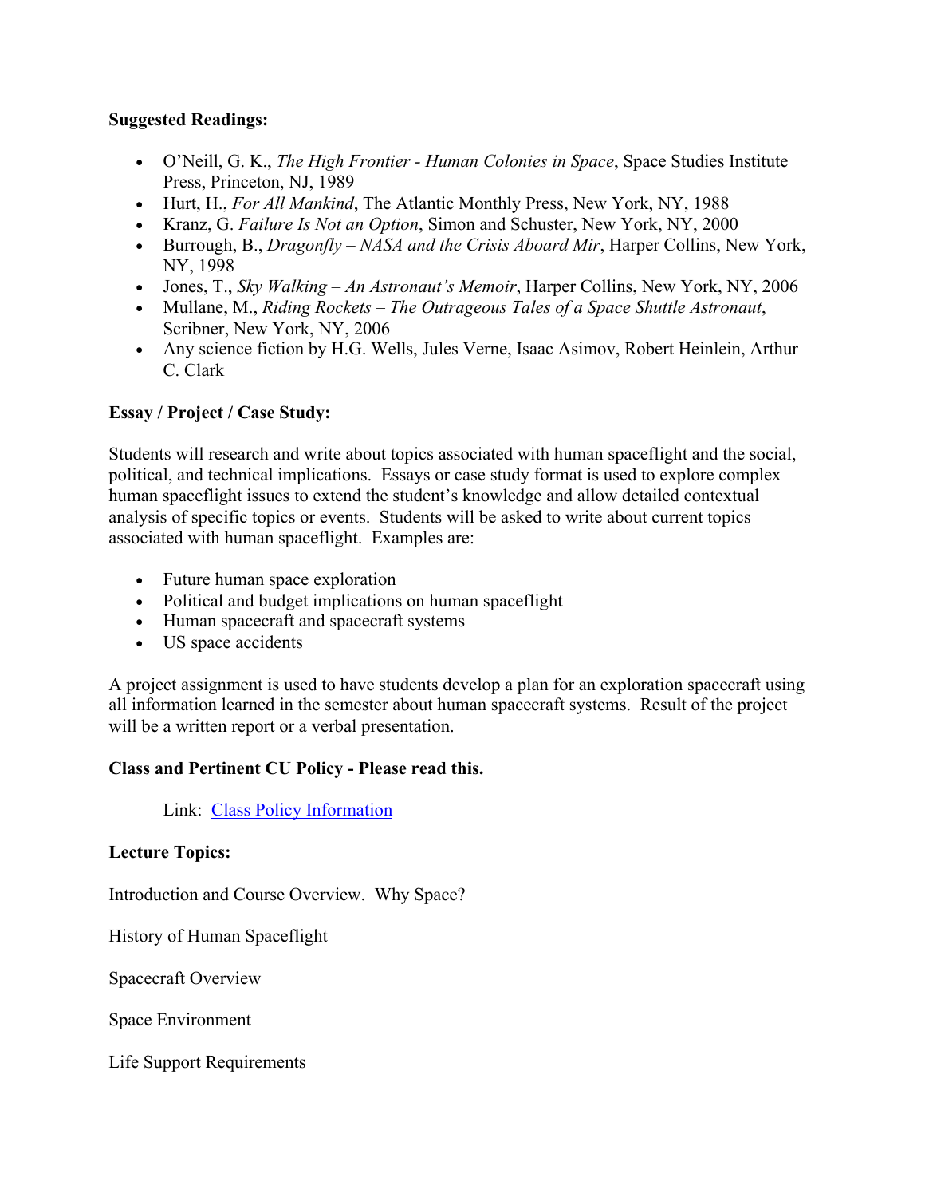**Suggested Readings:**

- O'Neill, G. K., *The High Frontier - Human Colonies in Space*, Space Studies Institute Press, Princeton, NJ, 1989
- Hurt, H., *For All Mankind*, The Atlantic Monthly Press, New York, NY, 1988
- Kranz, G. *Failure Is Not an Option*, Simon and Schuster, New York, NY, 2000
- Burrough, B., *Dragonfly – NASA and the Crisis Aboard Mir*, Harper Collins, New York, NY, 1998
- Jones, T., *Sky Walking – An Astronaut's Memoir*, Harper Collins, New York, NY, 2006
- Mullane, M., *Riding Rockets – The Outrageous Tales of a Space Shuttle Astronaut*, Scribner, New York, NY, 2006
- Any science fiction by H.G. Wells, Jules Verne, Isaac Asimov, Robert Heinlein, Arthur C. Clark

**Essay / Project / Case Study:**

Students will research and write about topics associated with human spaceflight and the social, political, and technical implications. Essays or case study format is used to explore complex human spaceflight issues to extend the student's knowledge and allow detailed contextual analysis of specific topics or events. Students will be asked to write about current topics associated with human spaceflight. Examples are:

- Future human space exploration
- Political and budget implications on human spaceflight
- Human spacecraft and spacecraft systems
- US space accidents

A project assignment is used to have students develop a plan for an exploration spacecraft using all information learned in the semester about human spacecraft systems. Result of the project will be a written report or a verbal presentation.

**Class and Pertinent CU Policy - Please read this.**

Link: Class Policy Information

**Lecture Topics:**

Introduction and Course Overview. Why Space?

History of Human Spaceflight

Spacecraft Overview

Space Environment

Life Support Requirements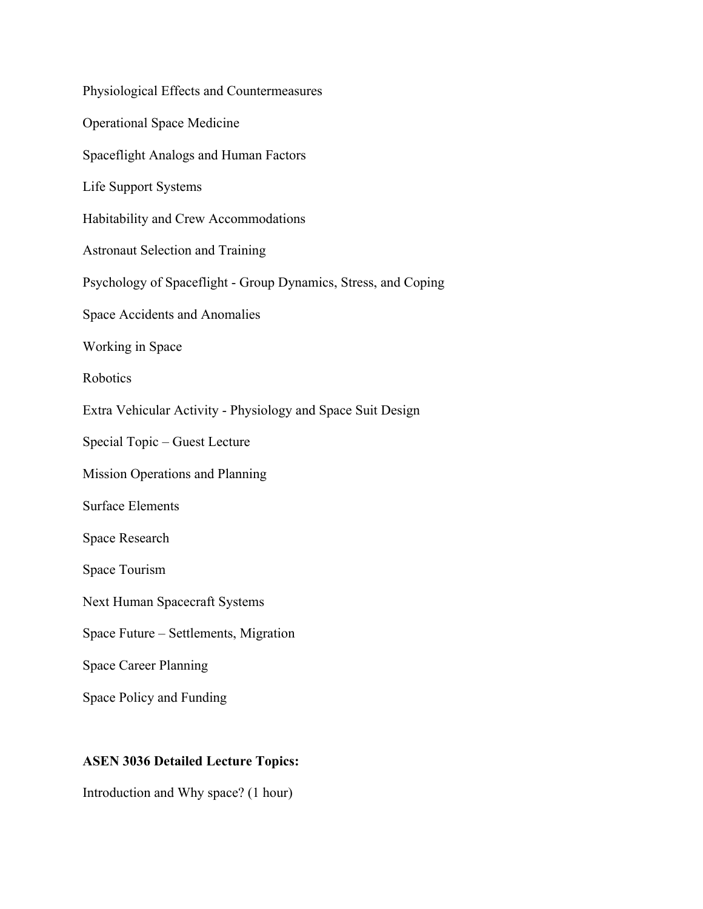Physiological Effects and Countermeasures

Operational Space Medicine

Spaceflight Analogs and Human Factors

Life Support Systems

Habitability and Crew Accommodations

Astronaut Selection and Training

Psychology of Spaceflight - Group Dynamics, Stress, and Coping

Space Accidents and Anomalies

Working in Space

Robotics

Extra Vehicular Activity - Physiology and Space Suit Design

Special Topic – Guest Lecture

Mission Operations and Planning

Surface Elements

Space Research

Space Tourism

Next Human Spacecraft Systems

Space Future – Settlements, Migration

Space Career Planning

Space Policy and Funding

**ASEN 3036 Detailed Lecture Topics:**

Introduction and Why space? (1 hour)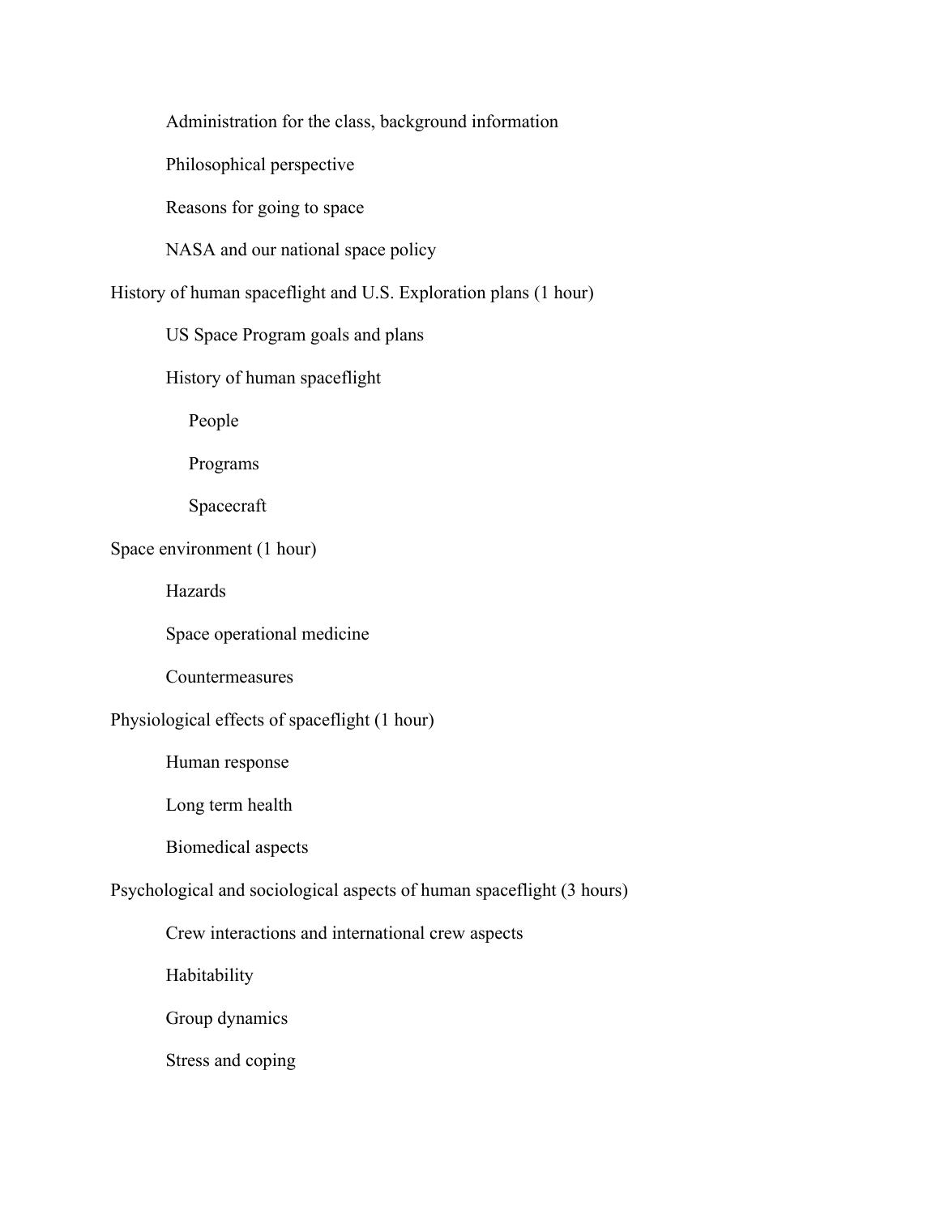- Administration for the class, background information
- Philosophical perspective
- Reasons for going to space
- NASA and our national space policy

History of human spaceflight and U.S. Exploration plans (1 hour)

- US Space Program goals and plans
- History of human spaceflight
  - People
  - Programs
  - Spacecraft

Space environment (1 hour)

- Hazards
- Space operational medicine
- Countermeasures

Physiological effects of spaceflight (1 hour)

- Human response
- Long term health
- Biomedical aspects

Psychological and sociological aspects of human spaceflight (3 hours)

- Crew interactions and international crew aspects
- Habitability
- Group dynamics
- Stress and coping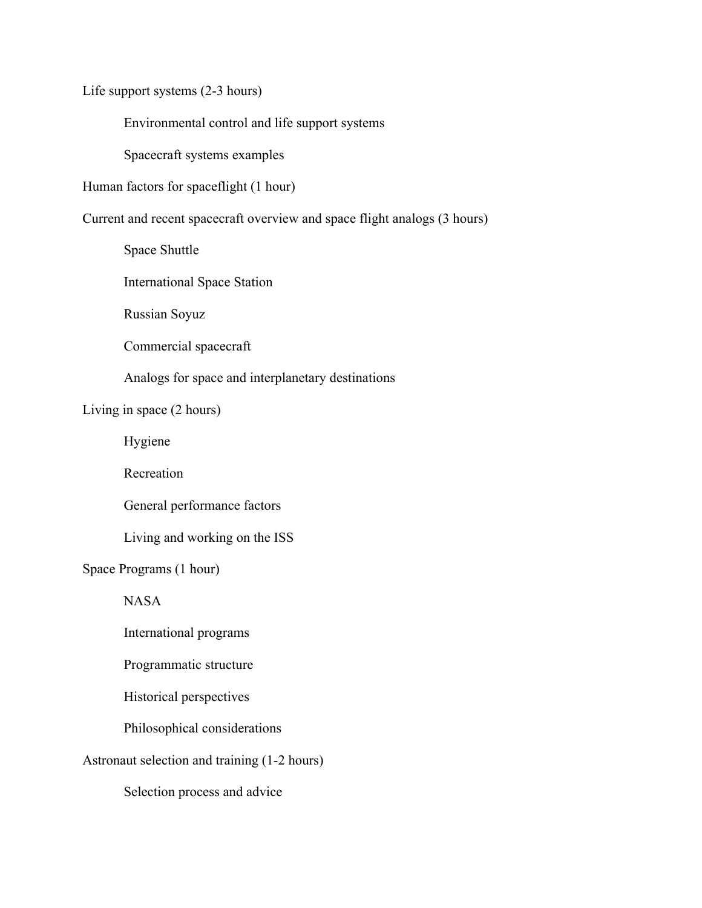Life support systems (2-3 hours)

- Environmental control and life support systems
- Spacecraft systems examples

Human factors for spaceflight (1 hour)

Current and recent spacecraft overview and space flight analogs (3 hours)

- Space Shuttle
- International Space Station
- Russian Soyuz
- Commercial spacecraft
- Analogs for space and interplanetary destinations

Living in space (2 hours)

- Hygiene
- Recreation
- General performance factors
- Living and working on the ISS

Space Programs (1 hour)

- NASA
- International programs
- Programmatic structure
- Historical perspectives
- Philosophical considerations

Astronaut selection and training (1-2 hours)

- Selection process and advice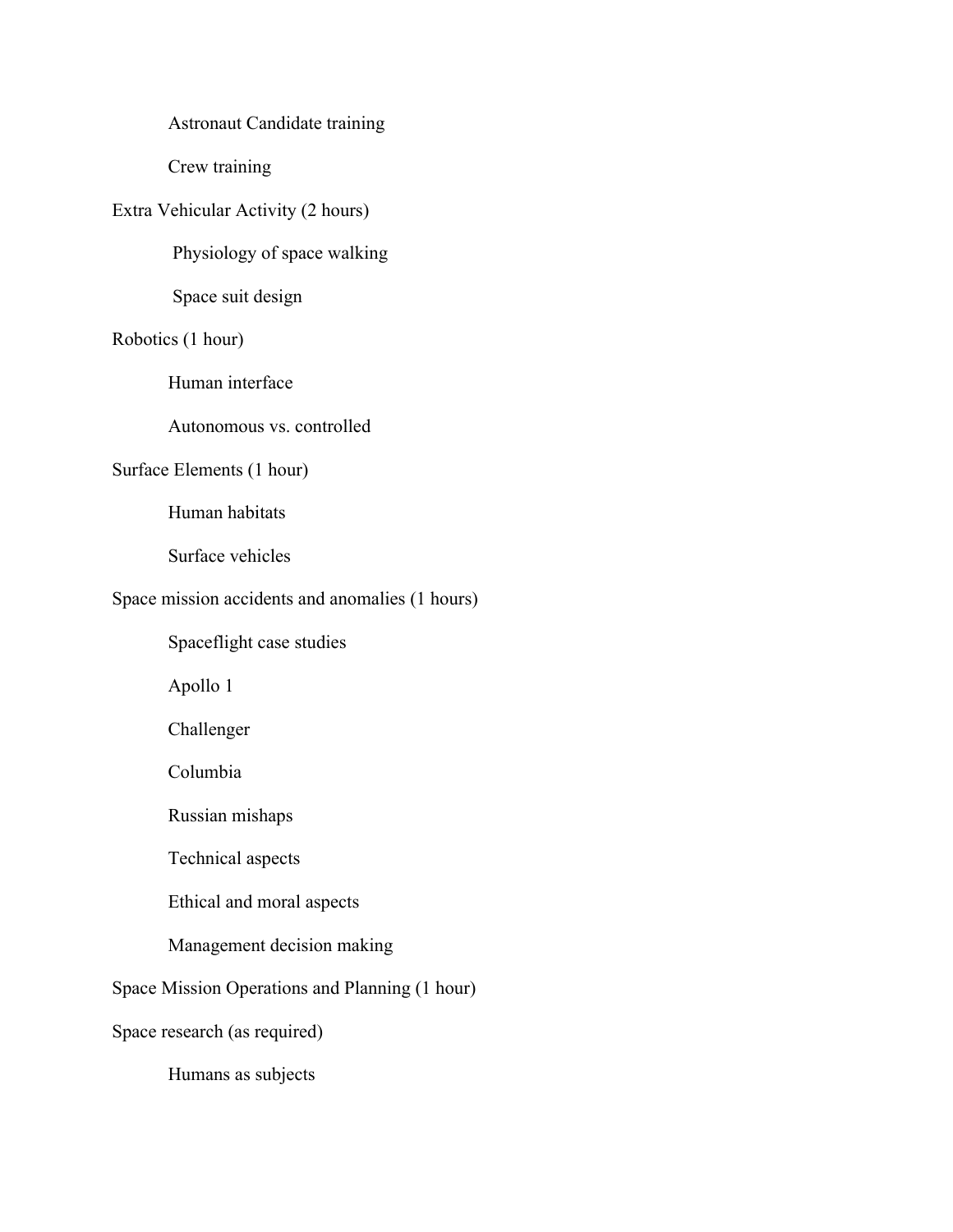- Astronaut Candidate training
- Crew training

Extra Vehicular Activity (2 hours)

- Physiology of space walking
- Space suit design

Robotics (1 hour)

- Human interface
- Autonomous vs. controlled

Surface Elements (1 hour)

- Human habitats
- Surface vehicles

Space mission accidents and anomalies (1 hours)

- Spaceflight case studies
- Apollo 1
- Challenger
- Columbia
- Russian mishaps
- Technical aspects
- Ethical and moral aspects
- Management decision making

Space Mission Operations and Planning (1 hour)

Space research (as required)

- Humans as subjects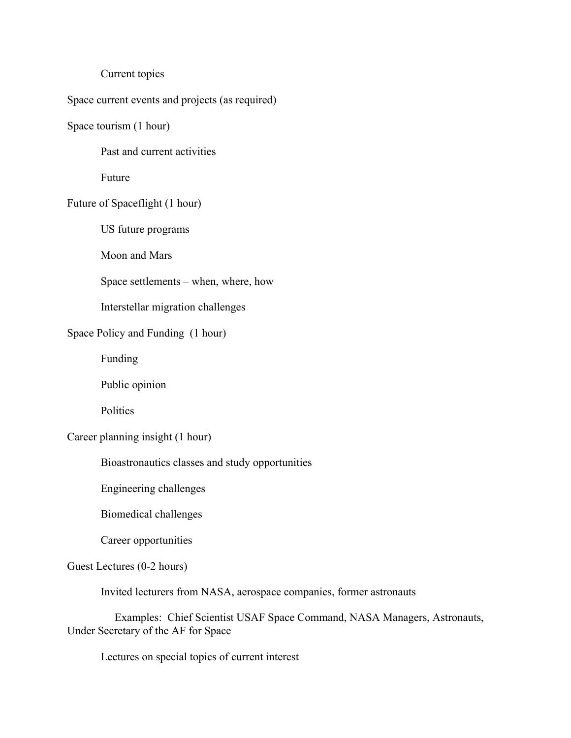- Current topics

Space current events and projects (as required)

Space tourism (1 hour)

- Past and current activities
- Future

Future of Spaceflight (1 hour)

- US future programs
- Moon and Mars
- Space settlements – when, where, how
- Interstellar migration challenges

Space Policy and Funding (1 hour)

- Funding
- Public opinion
- Politics

Career planning insight (1 hour)

- Bioastronautics classes and study opportunities
- Engineering challenges
- Biomedical challenges
- Career opportunities

Guest Lectures (0-2 hours)

- Invited lecturers from NASA, aerospace companies, former astronauts

  Examples: Chief Scientist USAF Space Command, NASA Managers, Astronauts, Under Secretary of the AF for Space

- Lectures on special topics of current interest